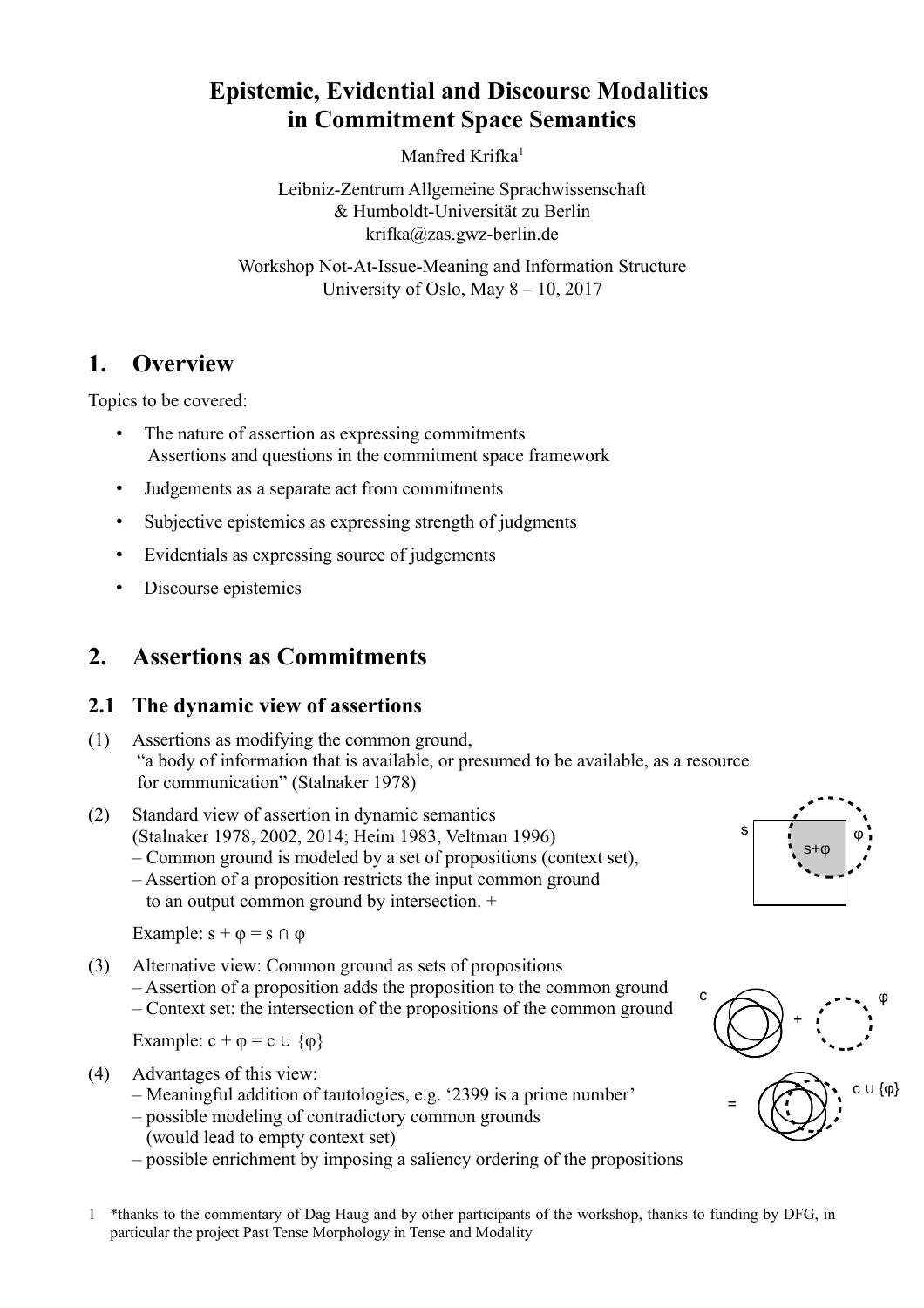# Epistemic, Evidential and Discourse Modalities in Commitment Space Semantics

Manfred Krifka[1]

Leibniz-Zentrum Allgemeine Sprachwissenschaft
& Humboldt-Universität zu Berlin
krifka@zas.gwz-berlin.de

Workshop Not-At-Issue-Meaning and Information Structure
University of Oslo, May 8 – 10, 2017

## 1. Overview

Topics to be covered:

- The nature of assertion as expressing commitments
  Assertions and questions in the commitment space framework
- Judgements as a separate act from commitments
- Subjective epistemics as expressing strength of judgments
- Evidentials as expressing source of judgements
- Discourse epistemics

## 2. Assertions as Commitments

### 2.1 The dynamic view of assertions

(1) Assertions as modifying the common ground,
"a body of information that is available, or presumed to be available, as a resource for communication" (Stalnaker 1978)

(2) Standard view of assertion in dynamic semantics
(Stalnaker 1978, 2002, 2014; Heim 1983, Veltman 1996)
– Common ground is modeled by a set of propositions (context set),
– Assertion of a proposition restricts the input common ground to an output common ground by intersection. +

Example: $s + \varphi = s \cap \varphi$

(3) Alternative view: Common ground as sets of propositions
– Assertion of a proposition adds the proposition to the common ground
– Context set: the intersection of the propositions of the common ground

Example: $c + \varphi = c \cup \{\varphi\}$

(4) Advantages of this view:
– Meaningful addition of tautologies, e.g. '2399 is a prime number'
– possible modeling of contradictory common grounds
(would lead to empty context set)
– possible enrichment by imposing a saliency ordering of the propositions

[1] *thanks to the commentary of Dag Haug and by other participants of the workshop, thanks to funding by DFG, in particular the project Past Tense Morphology in Tense and Modality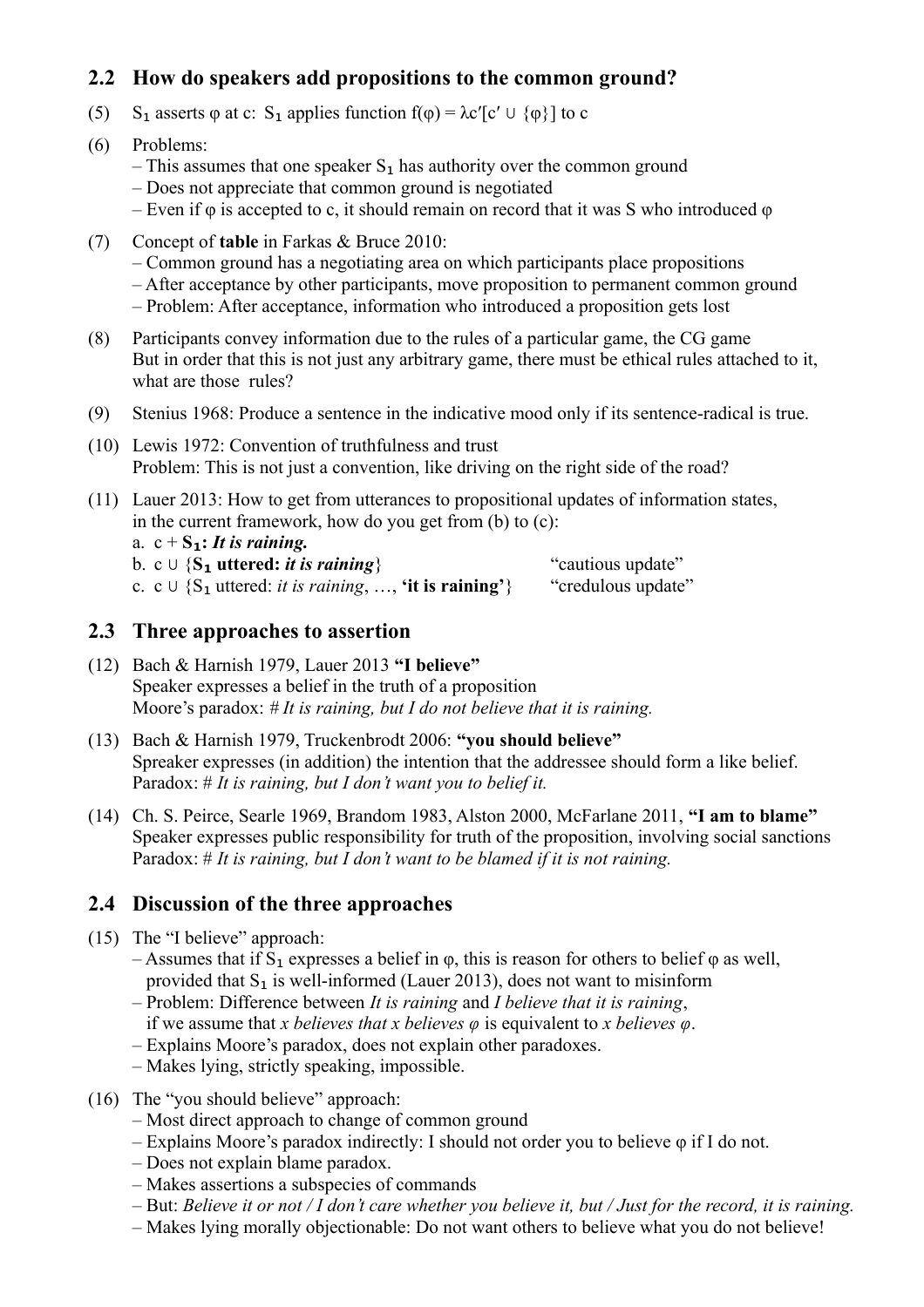## 2.2 How do speakers add propositions to the common ground?

(5) $S_1$ asserts φ at c: $S_1$ applies function f(φ) = λc′[c′ ∪ {φ}] to c

(6) Problems:
– This assumes that one speaker $S_1$ has authority over the common ground
– Does not appreciate that common ground is negotiated
– Even if φ is accepted to c, it should remain on record that it was S who introduced φ

(7) Concept of **table** in Farkas & Bruce 2010:
– Common ground has a negotiating area on which participants place propositions
– After acceptance by other participants, move proposition to permanent common ground
– Problem: After acceptance, information who introduced a proposition gets lost

(8) Participants convey information due to the rules of a particular game, the CG game
But in order that this is not just any arbitrary game, there must be ethical rules attached to it, what are those rules?

(9) Stenius 1968: Produce a sentence in the indicative mood only if its sentence-radical is true.

(10) Lewis 1972: Convention of truthfulness and trust
Problem: This is not just a convention, like driving on the right side of the road?

(11) Lauer 2013: How to get from utterances to propositional updates of information states, in the current framework, how do you get from (b) to (c):
a. c + **$S_1$: *It is raining.***
b. c ∪ {**$S_1$ uttered: *it is raining***} “cautious update”
c. c ∪ {$S_1$ uttered: *it is raining*, …, **‘it is raining’**} “credulous update”

## 2.3 Three approaches to assertion

(12) Bach & Harnish 1979, Lauer 2013 **“I believe”**
Speaker expresses a belief in the truth of a proposition
Moore’s paradox: *# It is raining, but I do not believe that it is raining.*

(13) Bach & Harnish 1979, Truckenbrodt 2006: **“you should believe”**
Spreaker expresses (in addition) the intention that the addressee should form a like belief.
Paradox: *# It is raining, but I don’t want you to belief it.*

(14) Ch. S. Peirce, Searle 1969, Brandom 1983, Alston 2000, McFarlane 2011, **“I am to blame”**
Speaker expresses public responsibility for truth of the proposition, involving social sanctions
Paradox: *# It is raining, but I don’t want to be blamed if it is not raining.*

## 2.4 Discussion of the three approaches

(15) The “I believe” approach:
– Assumes that if $S_1$ expresses a belief in φ, this is reason for others to belief φ as well, provided that $S_1$ is well-informed (Lauer 2013), does not want to misinform
– Problem: Difference between *It is raining* and *I believe that it is raining*, if we assume that *x believes that x believes φ* is equivalent to *x believes φ*.
– Explains Moore’s paradox, does not explain other paradoxes.
– Makes lying, strictly speaking, impossible.

(16) The “you should believe” approach:
– Most direct approach to change of common ground
– Explains Moore’s paradox indirectly: I should not order you to believe φ if I do not.
– Does not explain blame paradox.
– Makes assertions a subspecies of commands
– But: *Believe it or not / I don’t care whether you believe it, but / Just for the record, it is raining.*
– Makes lying morally objectionable: Do not want others to believe what you do not believe!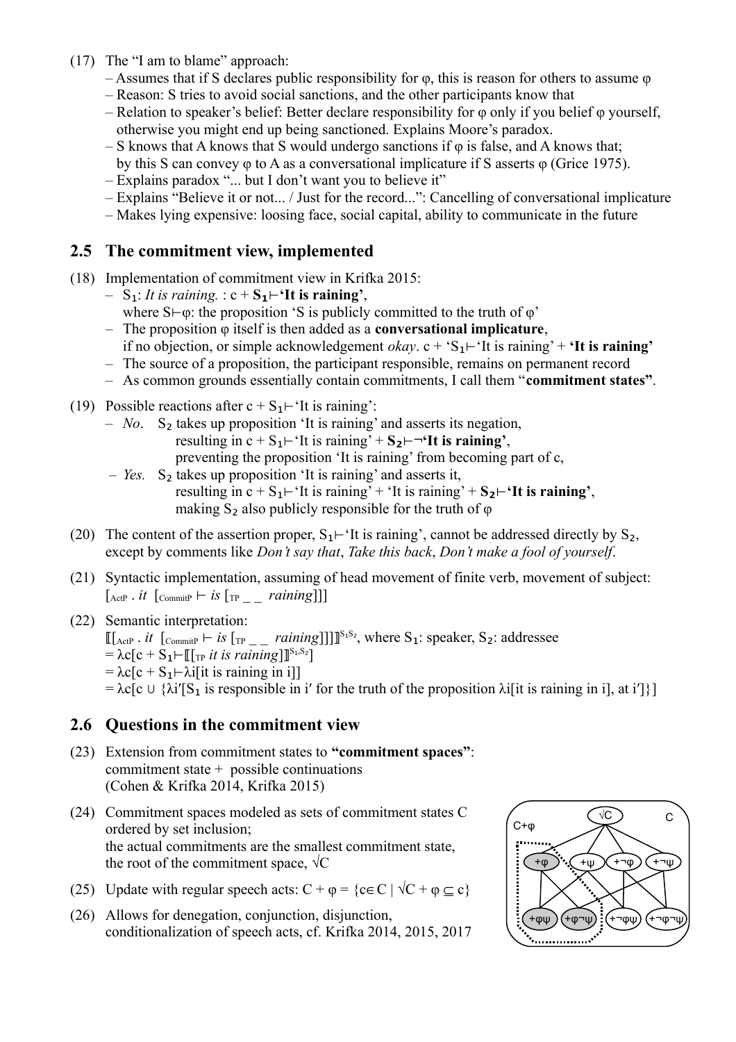(17) The "I am to blame" approach:
- Assumes that if S declares public responsibility for φ, this is reason for others to assume φ
- Reason: S tries to avoid social sanctions, and the other participants know that
- Relation to speaker's belief: Better declare responsibility for φ only if you belief φ yourself, otherwise you might end up being sanctioned. Explains Moore's paradox.
- S knows that A knows that S would undergo sanctions if φ is false, and A knows that; by this S can convey φ to A as a conversational implicature if S asserts φ (Grice 1975).
- Explains paradox "... but I don't want you to believe it"
- Explains "Believe it or not... / Just for the record...": Cancelling of conversational implicature
- Makes lying expensive: loosing face, social capital, ability to communicate in the future

## 2.5 The commitment view, implemented

(18) Implementation of commitment view in Krifka 2015:
- $S_1$: *It is raining.* : c + $\mathbf{S_1}$**⊢'It is raining'**, where S⊢φ: the proposition 'S is publicly committed to the truth of φ'
- The proposition φ itself is then added as a **conversational implicature**, if no objection, or simple acknowledgement *okay*. c + '$S_1$⊢'It is raining' + **'It is raining'**
- The source of a proposition, the participant responsible, remains on permanent record
- As common grounds essentially contain commitments, I call them "**commitment states"**.

(19) Possible reactions after c + $S_1$⊢'It is raining':
- *No*. $S_2$ takes up proposition 'It is raining' and asserts its negation, resulting in c + $S_1$⊢'It is raining' + $\mathbf{S_2}$**⊢¬'It is raining'**, preventing the proposition 'It is raining' from becoming part of c,
- *Yes.* $S_2$ takes up proposition 'It is raining' and asserts it, resulting in c + $S_1$⊢'It is raining' + 'It is raining' + $\mathbf{S_2}$**⊢'It is raining'**, making $S_2$ also publicly responsible for the truth of φ

(20) The content of the assertion proper, $S_1$⊢'It is raining', cannot be addressed directly by $S_2$, except by comments like *Don't say that*, *Take this back*, *Don't make a fool of yourself*.

(21) Syntactic implementation, assuming of head movement of finite verb, movement of subject:
$[_{\text{ActP}}$ . *it* $[_{\text{CommitP}}$ ⊢ *is* $[_{\text{TP}}$ _ _ *raining*]]]

(22) Semantic interpretation:
⟦$[_{\text{ActP}}$ . *it* $[_{\text{CommitP}}$ ⊢ *is* $[_{\text{TP}}$ _ _ *raining*]]]⟧$^{S_1,S_2}$, where $S_1$: speaker, $S_2$: addressee
= λc[c + $S_1$⊢⟦$[_{\text{TP}}$ *it is raining*]⟧$^{S_1,S_2}$]
= λc[c + $S_1$⊢λi[it is raining in i]]
= λc[c ∪ {λi′[$S_1$ is responsible in i′ for the truth of the proposition λi[it is raining in i], at i′]}]

## 2.6 Questions in the commitment view

(23) Extension from commitment states to **"commitment spaces"**:
commitment state + possible continuations
(Cohen & Krifka 2014, Krifka 2015)

(24) Commitment spaces modeled as sets of commitment states C ordered by set inclusion;
the actual commitments are the smallest commitment state, the root of the commitment space, √C

(25) Update with regular speech acts: C + φ = {c∈C | √C + φ ⊆ c}

(26) Allows for denegation, conjunction, disjunction, conditionalization of speech acts, cf. Krifka 2014, 2015, 2017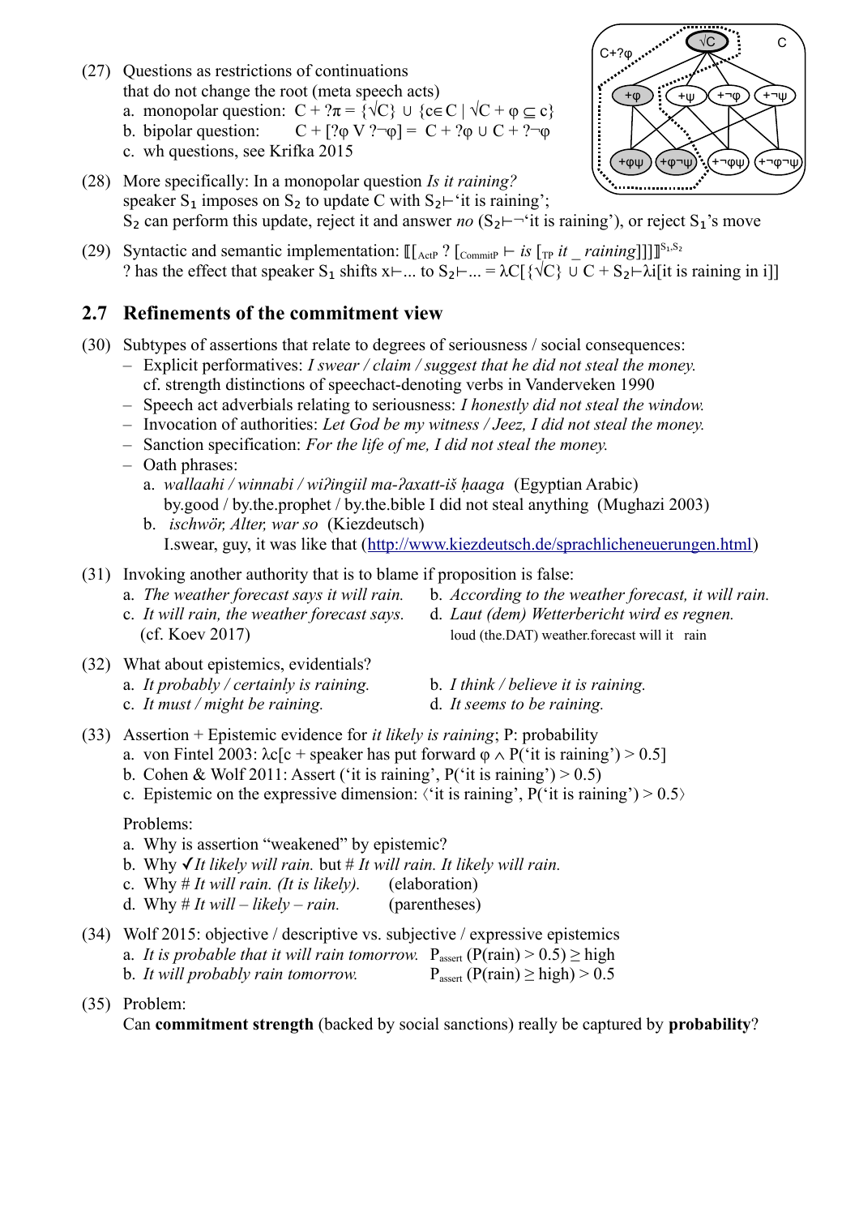(27) Questions as restrictions of continuations that do not change the root (meta speech acts)

a. monopolar question: $C + ?\pi = \{\surd C\} \cup \{c \in C \mid \surd C + \varphi \subseteq c\}$

b. bipolar question: $C + [?\varphi \vee ?\neg\varphi] = C + ?\varphi \cup C + ?\neg\varphi$

c. wh questions, see Krifka 2015

(28) More specifically: In a monopolar question *Is it raining?* speaker $S_1$ imposes on $S_2$ to update C with $S_2$⊢'it is raining'; $S_2$ can perform this update, reject it and answer *no* ($S_2$⊢¬'it is raining'), or reject $S_1$'s move

(29) Syntactic and semantic implementation: $[\![[_{\text{ActP}}\ ?\ [_{\text{CommitP}} \vdash$ *is* $[_{\text{TP}}$ *it _ raining*$]]]]\!]^{S_1,S_2}$
? has the effect that speaker $S_1$ shifts x⊢... to $S_2$⊢... = $\lambda C[\{\surd C\} \cup C + S_2 \vdash \lambda i[\text{it is raining in i}]]$

## 2.7 Refinements of the commitment view

(30) Subtypes of assertions that relate to degrees of seriousness / social consequences:

- Explicit performatives: *I swear / claim / suggest that he did not steal the money.* cf. strength distinctions of speechact-denoting verbs in Vanderveken 1990
- Speech act adverbials relating to seriousness: *I honestly did not steal the window.*
- Invocation of authorities: *Let God be my witness / Jeez, I did not steal the money.*
- Sanction specification: *For the life of me, I did not steal the money.*
- Oath phrases:
  a. *wallaahi / winnabi / wiʔingiil ma-ʔaxatt-iš ḥaaga* (Egyptian Arabic)
  by.good / by.the.prophet / by.the.bible I did not steal anything (Mughazi 2003)
  b. *ischwör, Alter, war so* (Kiezdeutsch)
  I.swear, guy, it was like that (http://www.kiezdeutsch.de/sprachlicheneuerungen.html)

(31) Invoking another authority that is to blame if proposition is false:

a. *The weather forecast says it will rain.*

b. *According to the weather forecast, it will rain.*

c. *It will rain, the weather forecast says.* (cf. Koev 2017)

d. *Laut (dem) Wetterbericht wird es regnen.*
loud (the.DAT) weather.forecast will it rain

(32) What about epistemics, evidentials?

a. *It probably / certainly is raining.*

b. *I think / believe it is raining.*

c. *It must / might be raining.*

d. *It seems to be raining.*

(33) Assertion + Epistemic evidence for *it likely is raining*; P: probability

a. von Fintel 2003: $\lambda c[c$ + speaker has put forward $\varphi \wedge P(\text{'it is raining'}) > 0.5]$

b. Cohen & Wolf 2011: Assert ('it is raining', $P(\text{'it is raining'}) > 0.5$)

c. Epistemic on the expressive dimension: $\langle$'it is raining', $P(\text{'it is raining'}) > 0.5\rangle$

Problems:

a. Why is assertion "weakened" by epistemic?

b. Why ✓*It likely will rain.* but # *It will rain. It likely will rain.*

c. Why # *It will rain. (It is likely).* (elaboration)

d. Why # *It will – likely – rain.* (parentheses)

(34) Wolf 2015: objective / descriptive vs. subjective / expressive epistemics

a. *It is probable that it will rain tomorrow.* $P_{\text{assert}}(P(\text{rain}) > 0.5) \geq \text{high}$

b. *It will probably rain tomorrow.* $P_{\text{assert}}(P(\text{rain}) \geq \text{high}) > 0.5$

(35) Problem:
Can **commitment strength** (backed by social sanctions) really be captured by **probability**?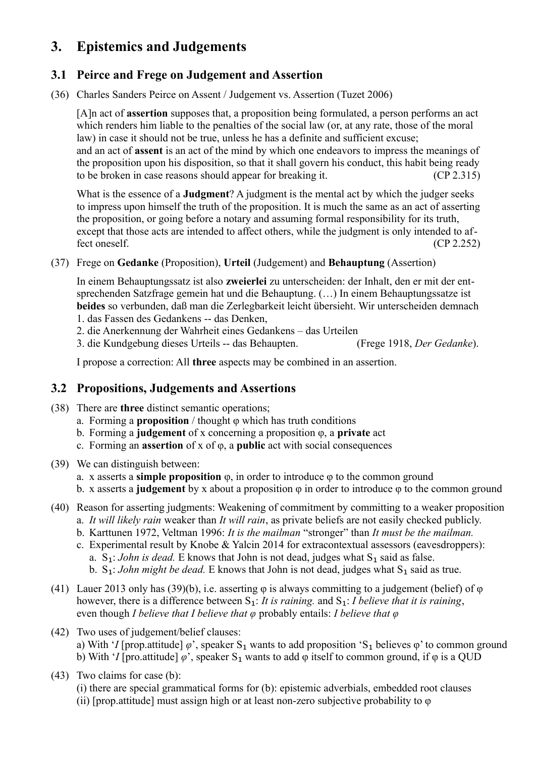# 3. Epistemics and Judgements

## 3.1 Peirce and Frege on Judgement and Assertion

(36) Charles Sanders Peirce on Assent / Judgement vs. Assertion (Tuzet 2006)

[A]n act of **assertion** supposes that, a proposition being formulated, a person performs an act which renders him liable to the penalties of the social law (or, at any rate, those of the moral law) in case it should not be true, unless he has a definite and sufficient excuse;
and an act of **assent** is an act of the mind by which one endeavors to impress the meanings of the proposition upon his disposition, so that it shall govern his conduct, this habit being ready to be broken in case reasons should appear for breaking it. (CP 2.315)

What is the essence of a **Judgment**? A judgment is the mental act by which the judger seeks to impress upon himself the truth of the proposition. It is much the same as an act of asserting the proposition, or going before a notary and assuming formal responsibility for its truth, except that those acts are intended to affect others, while the judgment is only intended to affect oneself. (CP 2.252)

(37) Frege on **Gedanke** (Proposition), **Urteil** (Judgement) and **Behauptung** (Assertion)

In einem Behauptungssatz ist also **zweierlei** zu unterscheiden: der Inhalt, den er mit der entsprechenden Satzfrage gemein hat und die Behauptung. (…) In einem Behauptungssatze ist **beides** so verbunden, daß man die Zerlegbarkeit leicht übersieht. Wir unterscheiden demnach
1. das Fassen des Gedankens -- das Denken,
2. die Anerkennung der Wahrheit eines Gedankens – das Urteilen
3. die Kundgebung dieses Urteils -- das Behaupten. (Frege 1918, *Der Gedanke*).

I propose a correction: All **three** aspects may be combined in an assertion.

## 3.2 Propositions, Judgements and Assertions

(38) There are **three** distinct semantic operations;
a. Forming a **proposition** / thought φ which has truth conditions
b. Forming a **judgement** of x concerning a proposition φ, a **private** act
c. Forming an **assertion** of x of φ, a **public** act with social consequences

(39) We can distinguish between:
a. x asserts a **simple proposition** φ, in order to introduce φ to the common ground
b. x asserts a **judgement** by x about a proposition φ in order to introduce φ to the common ground

(40) Reason for asserting judgments: Weakening of commitment by committing to a weaker proposition
a. *It will likely rain* weaker than *It will rain*, as private beliefs are not easily checked publicly.
b. Karttunen 1972, Veltman 1996: *It is the mailman* "stronger" than *It must be the mailman.*
c. Experimental result by Knobe & Yalcin 2014 for extracontextual assessors (eavesdroppers):
  a. $S_1$: *John is dead.* E knows that John is not dead, judges what $S_1$ said as false.
  b. $S_1$: *John might be dead.* E knows that John is not dead, judges what $S_1$ said as true.

(41) Lauer 2013 only has (39)(b), i.e. asserting φ is always committing to a judgement (belief) of φ however, there is a difference between $S_1$: *It is raining.* and $S_1$: *I believe that it is raining*, even though *I believe that I believe that φ* probably entails: *I believe that φ*

(42) Two uses of judgement/belief clauses:
a) With '*I* [prop.attitude] *φ*', speaker $S_1$ wants to add proposition '$S_1$ believes φ' to common ground
b) With '*I* [prop.attitude] *φ*', speaker $S_1$ wants to add φ itself to common ground, if φ is a QUD

(43) Two claims for case (b):
(i) there are special grammatical forms for (b): epistemic adverbials, embedded root clauses
(ii) [prop.attitude] must assign high or at least non-zero subjective probability to φ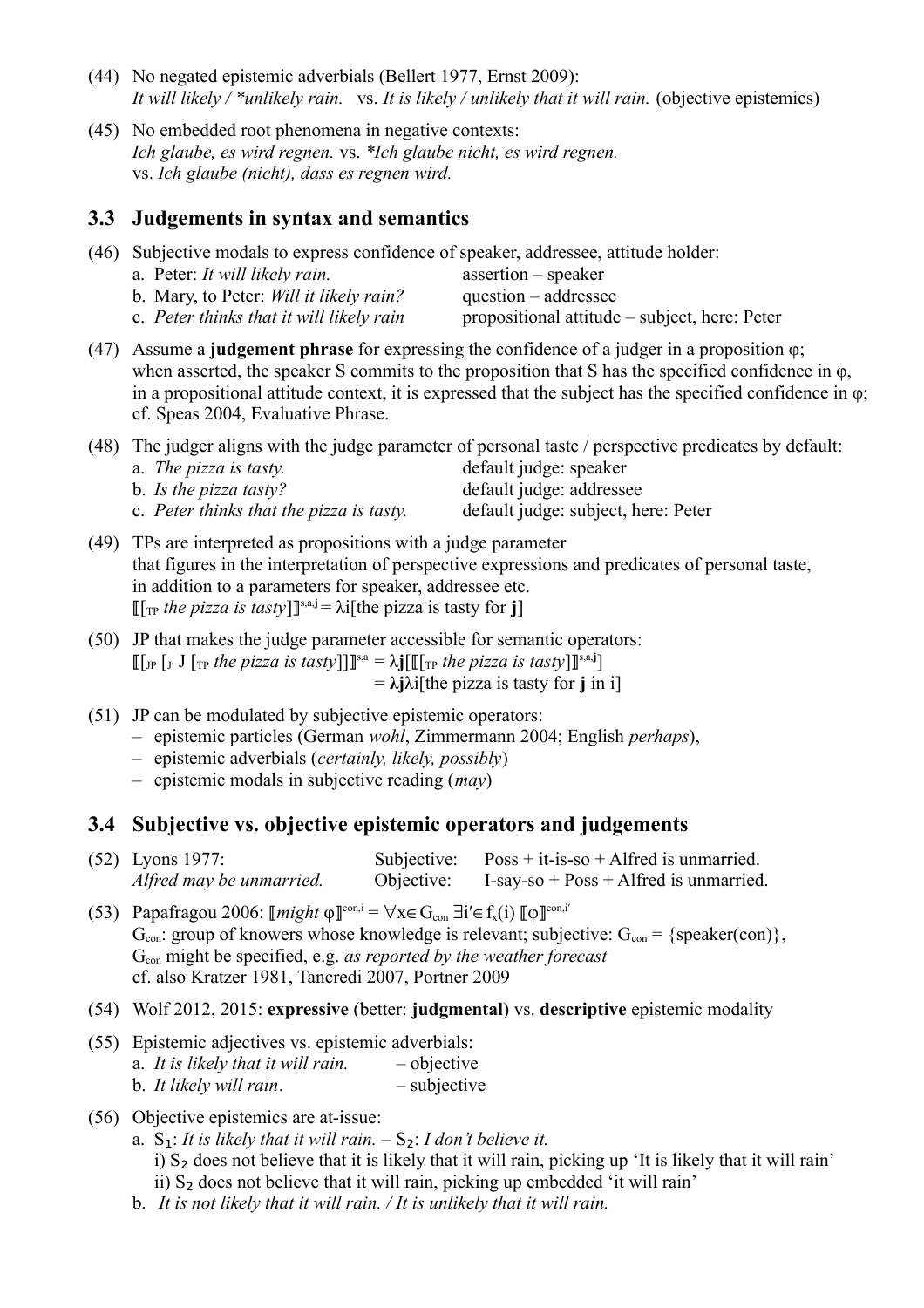(44) No negated epistemic adverbials (Bellert 1977, Ernst 2009):
*It will likely / \*unlikely rain.* vs. *It is likely / unlikely that it will rain.* (objective epistemics)

(45) No embedded root phenomena in negative contexts:
*Ich glaube, es wird regnen.* vs. *\*Ich glaube nicht, es wird regnen.*
vs. *Ich glaube (nicht), dass es regnen wird.*

## 3.3 Judgements in syntax and semantics

(46) Subjective modals to express confidence of speaker, addressee, attitude holder:
a. Peter: *It will likely rain.* — assertion – speaker
b. Mary, to Peter: *Will it likely rain?* — question – addressee
c. *Peter thinks that it will likely rain* — propositional attitude – subject, here: Peter

(47) Assume a **judgement phrase** for expressing the confidence of a judger in a proposition φ;
when asserted, the speaker S commits to the proposition that S has the specified confidence in φ,
in a propositional attitude context, it is expressed that the subject has the specified confidence in φ;
cf. Speas 2004, Evaluative Phrase.

(48) The judger aligns with the judge parameter of personal taste / perspective predicates by default:
a. *The pizza is tasty.* — default judge: speaker
b. *Is the pizza tasty?* — default judge: addressee
c. *Peter thinks that the pizza is tasty.* — default judge: subject, here: Peter

(49) TPs are interpreted as propositions with a judge parameter
that figures in the interpretation of perspective expressions and predicates of personal taste,
in addition to a parameters for speaker, addressee etc.
$[\![[_{TP}\ \textit{the pizza is tasty}]]\!]^{s,a,\mathbf{j}} = \lambda i$[the pizza is tasty for **j**]

(50) JP that makes the judge parameter accessible for semantic operators:
$[\![[_{JP}\ [_{J'}\ \text{J}\ [_{TP}\ \textit{the pizza is tasty}]]]\!]^{s,a} = \lambda\mathbf{j}[[\![[_{TP}\ \textit{the pizza is tasty}]]\!]^{s,a,\mathbf{j}}]$
$= \boldsymbol{\lambda}\mathbf{j}\lambda i$[the pizza is tasty for **j** in i]

(51) JP can be modulated by subjective epistemic operators:
– epistemic particles (German *wohl*, Zimmermann 2004; English *perhaps*),
– epistemic adverbials (*certainly, likely, possibly*)
– epistemic modals in subjective reading (*may*)

## 3.4 Subjective vs. objective epistemic operators and judgements

(52) Lyons 1977: — Subjective: Poss + it-is-so + Alfred is unmarried.
*Alfred may be unmarried.* — Objective: I-say-so + Poss + Alfred is unmarried.

(53) Papafragou 2006: $[\![\textit{might}\ \varphi]\!]^{con,i} = \forall x \in G_{con}\ \exists i' \in f_x(i)\ [\![\varphi]\!]^{con,i'}$
$G_{con}$: group of knowers whose knowledge is relevant; subjective: $G_{con}$ = {speaker(con)},
$G_{con}$ might be specified, e.g. *as reported by the weather forecast*
cf. also Kratzer 1981, Tancredi 2007, Portner 2009

(54) Wolf 2012, 2015: **expressive** (better: **judgmental**) vs. **descriptive** epistemic modality

(55) Epistemic adjectives vs. epistemic adverbials:
a. *It is likely that it will rain.* – objective
b. *It likely will rain*. – subjective

(56) Objective epistemics are at-issue:
a. $S_1$: *It is likely that it will rain.* – $S_2$: *I don't believe it.*
i) $S_2$ does not believe that it is likely that it will rain, picking up 'It is likely that it will rain'
ii) $S_2$ does not believe that it will rain, picking up embedded 'it will rain'
b. *It is not likely that it will rain. / It is unlikely that it will rain.*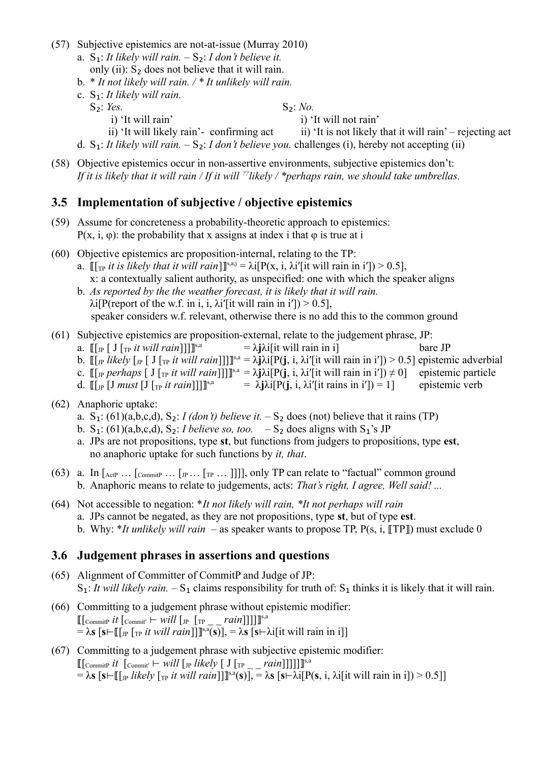(57) Subjective epistemics are not-at-issue (Murray 2010)

a. $S_1$: *It likely will rain.* – $S_2$: *I don't believe it.*
   only (ii): $S_2$ does not believe that it will rain.

b. * *It not likely will rain.* / * *It unlikely will rain.*

c. $S_1$: *It likely will rain.*
   $S_2$: *Yes.*
   i) 'It will rain'
   ii) 'It will likely rain'- confirming act
   $S_2$: *No.*
   i) 'It will not rain'
   ii) 'It is not likely that it will rain' – rejecting act

d. $S_1$: *It likely will rain.* – $S_2$: *I don't believe you.* challenges (i), hereby not accepting (ii)

(58) Objective epistemics occur in non-assertive environments, subjective epistemics don't:
*If it is likely that it will rain / If it will ${}^{??}$likely / *perhaps rain, we should take umbrellas.*

## 3.5 Implementation of subjective / objective epistemics

(59) Assume for concreteness a probability-theoretic approach to epistemics:
$P(x, i, \varphi)$: the probability that x assigns at index i that $\varphi$ is true at i

(60) Objective epistemics are proposition-internal, relating to the TP:

a. $[\![_{TP}$ *it is likely that it will rain*$]\!]^{s,a,j} = \lambda i[P(x, i, \lambda i'[\text{it will rain in } i']) > 0.5]$,
   x: a contextually salient authority, as unspecified: one with which the speaker aligns

b. *As reported by the the weather forecast, it is likely that it will rain.*
   $\lambda i[P(\text{report of the w.f. in i}, i, \lambda i'[\text{it will rain in } i']) > 0.5]$,
   speaker considers w.f. relevant, otherwise there is no add this to the common ground

(61) Subjective epistemics are proposition-external, relate to the judgement phrase, JP:

a. $[\![_{JP}$ [ J [$_{TP}$ *it will rain*]]$]\!]^{s,a} = \lambda \mathbf{j}\lambda i[\text{it will rain in } i]$ bare JP

b. $[\![_{JP}$ *likely* [$_{JP}$ [ J [$_{TP}$ *it will rain*]]]$]\!]^{s,a} = \lambda \mathbf{j}\lambda i[P(\mathbf{j}, i, \lambda i'[\text{it will rain in } i']) > 0.5]$ epistemic adverbial

c. $[\![_{JP}$ *perhaps* [ J [$_{TP}$ *it will rain*]]]$]\!]^{s,a} = \lambda \mathbf{j}\lambda i[P(\mathbf{j}, i, \lambda i'[\text{it will rain in } i']) \neq 0]$ epistemic particle

d. $[\![_{JP}$ [J *must* [J [$_{TP}$ *it rain*]]]$]\!]^{s,a} = \lambda \mathbf{j}\lambda i[P(\mathbf{j}, i, \lambda i'[\text{it rains in } i']) = 1]$ epistemic verb

(62) Anaphoric uptake:

a. $S_1$: (61)(a,b,c,d), $S_2$: *I (don't) believe it.* – $S_2$ does (not) believe that it rains (TP)

b. $S_1$: (61)(a,b,c,d), $S_2$: *I believe so, too.* – $S_2$ does aligns with $S_1$'s JP

a. JPs are not propositions, type **st**, but functions from judgers to propositions, type **est**,
   no anaphoric uptake for such functions by *it, that*.

(63) a. In [$_{ActP}$ … [$_{CommitP}$ … [$_{JP}$ … [$_{TP}$ … ]]]], only TP can relate to "factual" common ground

b. Anaphoric means to relate to judgements, acts: *That's right, I agree, Well said! ...*

(64) Not accessible to negation: **It not likely will rain, *It not perhaps will rain*

a. JPs cannot be negated, as they are not propositions, type **st**, but of type **est**.

b. Why: **It unlikely will rain* – as speaker wants to propose TP, $P(s, i, [\![TP]\!])$ must exclude 0

## 3.6 Judgement phrases in assertions and questions

(65) Alignment of Committer of CommitP and Judge of JP:
$S_1$: *It will likely rain.* – $S_1$ claims responsibility for truth of: $S_1$ thinks it is likely that it will rain.

(66) Committing to a judgement phrase without epistemic modifier:
$[\![_{CommitP}$ *it* [$_{Commit'}$ ⊢ *will* [$_{JP}$ [$_{TP}$ _ _ *rain*]]]]$]\!]^{s,a}$
$= \lambda \mathbf{s}\, [\mathbf{s} \vdash [\![_{JP}\, [_{TP}\ \textit{it will rain}]]]\!]^{s,a}(\mathbf{s})]$, $= \lambda \mathbf{s}\, [\mathbf{s} \vdash \lambda i[\text{it will rain in i}]]$

(67) Committing to a judgement phrase with subjective epistemic modifier:
$[\![_{CommitP}$ *it* [$_{Commit'}$ ⊢ *will* [$_{JP}$ *likely* [ J [$_{TP}$ _ _ *rain*]]]]]$]\!]^{s,a}$
$= \lambda \mathbf{s}\, [\mathbf{s} \vdash [\![_{JP}\ \textit{likely}\ [_{TP}\ \textit{it will rain}]]]\!]^{s,a}(\mathbf{s})]$, $= \lambda \mathbf{s}\, [\mathbf{s} \vdash \lambda i[P(\mathbf{s}, i, \lambda i[\text{it will rain in i}]) > 0.5]]$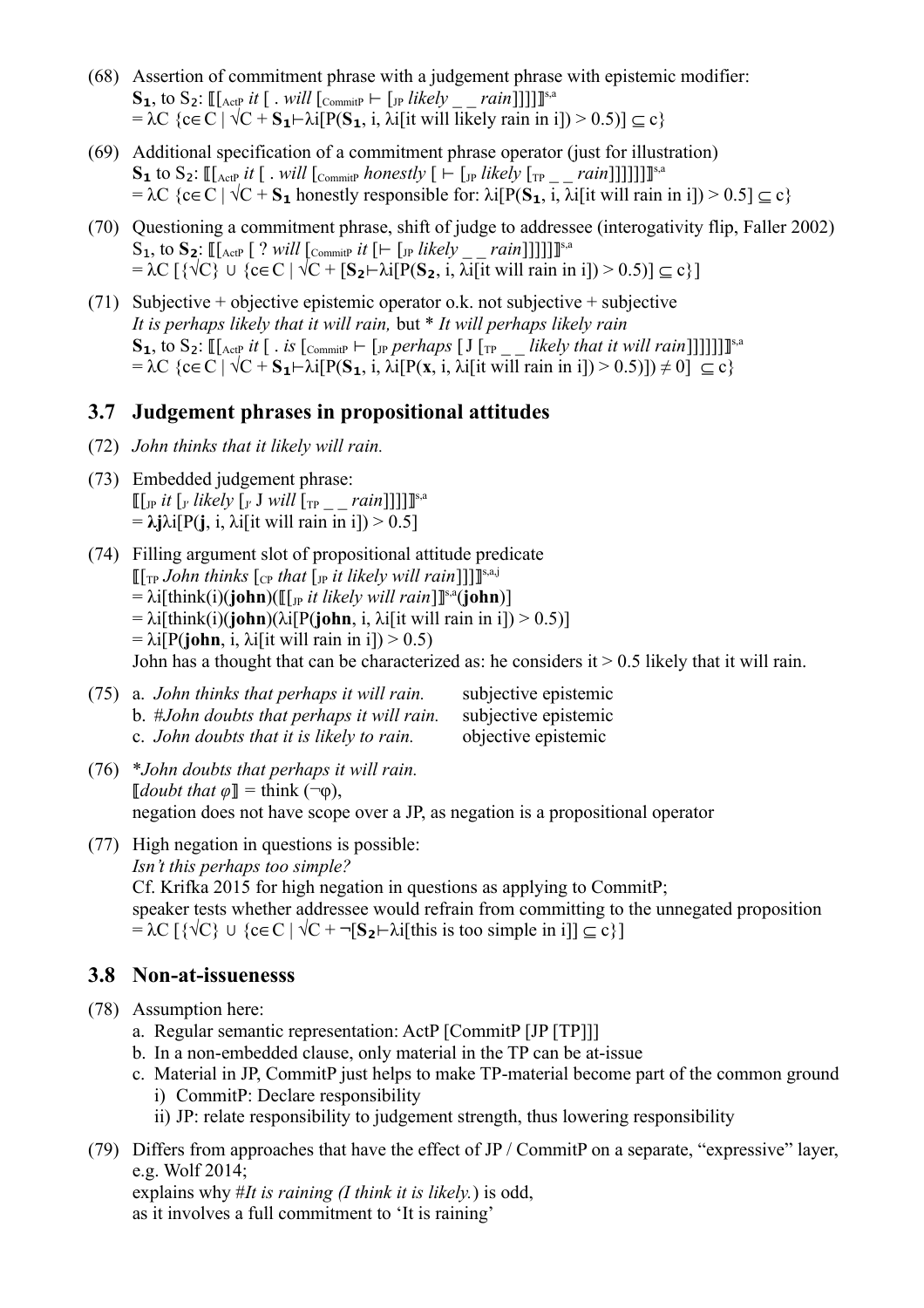(68) Assertion of commitment phrase with a judgement phrase with epistemic modifier:
**S₁**, to S₂: ⟦[ActP *it* [ . *will* [CommitP ⊢ [JP *likely* _ _ *rain*]]]]⟧$^{s,a}$
= λC {c∈C | √C + **S₁**⊢λi[P(**S₁**, i, λi[it will likely rain in i]) > 0.5)] ⊆ c}

(69) Additional specification of a commitment phrase operator (just for illustration)
**S₁** to S₂: ⟦[ActP *it* [ . *will* [CommitP *honestly* [ ⊢ [JP *likely* [TP _ _ *rain*]]]]]]⟧$^{s,a}$
= λC {c∈C | √C + **S₁** honestly responsible for: λi[P(**S₁**, i, λi[it will rain in i]) > 0.5] ⊆ c}

(70) Questioning a commitment phrase, shift of judge to addressee (interogativity flip, Faller 2002)
S₁, to **S₂**: ⟦[ActP [ ? *will* [CommitP *it* [⊢ [JP *likely* _ _ *rain*]]]]]⟧$^{s,a}$
= λC [{√C} ∪ {c∈C | √C + [**S₂**⊢λi[P(**S₂**, i, λi[it will rain in i]) > 0.5)] ⊆ c}]

(71) Subjective + objective epistemic operator o.k. not subjective + subjective
*It is perhaps likely that it will rain,* but * *It will perhaps likely rain*
**S₁**, to **S₂**: ⟦[ActP *it* [ . *is* [CommitP ⊢ [JP *perhaps* [ J [TP _ _ *likely that it will rain*]]]]]]⟧$^{s,a}$
= λC {c∈C | √C + **S₁**⊢λi[P(**S₁**, i, λi[P(**x**, i, λi[it will rain in i]) > 0.5)]) ≠ 0] ⊆ c}

## 3.7 Judgement phrases in propositional attitudes

(72) *John thinks that it likely will rain.*

(73) Embedded judgement phrase:
⟦[JP *it* [J′ *likely* [J′ J *will* [TP _ _ *rain*]]]]⟧$^{s,a}$
= **λj**λi[P(**j**, i, λi[it will rain in i]) > 0.5]

(74) Filling argument slot of propositional attitude predicate
⟦[TP *John thinks* [CP *that* [JP *it likely will rain*]]]⟧$^{s,a,j}$
= λi[think(i)(**john**)(⟦[JP *it likely will rain*]⟧$^{s,a}$(**john**)]
= λi[think(i)(**john**)(λi[P(**john**, i, λi[it will rain in i]) > 0.5)]
= λi[P(**john**, i, λi[it will rain in i]) > 0.5)
John has a thought that can be characterized as: he considers it > 0.5 likely that it will rain.

(75)

| | |
|---|---|
| a. *John thinks that perhaps it will rain.* | subjective epistemic |
| b. *#John doubts that perhaps it will rain.* | subjective epistemic |
| c. *John doubts that it is likely to rain.* | objective epistemic |

(76) **John doubts that perhaps it will rain.*
⟦*doubt that φ*⟧ = think (¬φ),
negation does not have scope over a JP, as negation is a propositional operator

(77) High negation in questions is possible:
*Isn't this perhaps too simple?*
Cf. Krifka 2015 for high negation in questions as applying to CommitP;
speaker tests whether addressee would refrain from committing to the unnegated proposition
= λC [{√C} ∪ {c∈C | √C + ¬[**S₂**⊢λi[this is too simple in i]] ⊆ c}]

## 3.8 Non-at-issuenesss

(78) Assumption here:
  a. Regular semantic representation: ActP [CommitP [JP [TP]]]
  b. In a non-embedded clause, only material in the TP can be at-issue
  c. Material in JP, CommitP just helps to make TP-material become part of the common ground
    i) CommitP: Declare responsibility
    ii) JP: relate responsibility to judgement strength, thus lowering responsibility

(79) Differs from approaches that have the effect of JP / CommitP on a separate, "expressive" layer, e.g. Wolf 2014;
explains why #*It is raining (I think it is likely.*) is odd,
as it involves a full commitment to 'It is raining'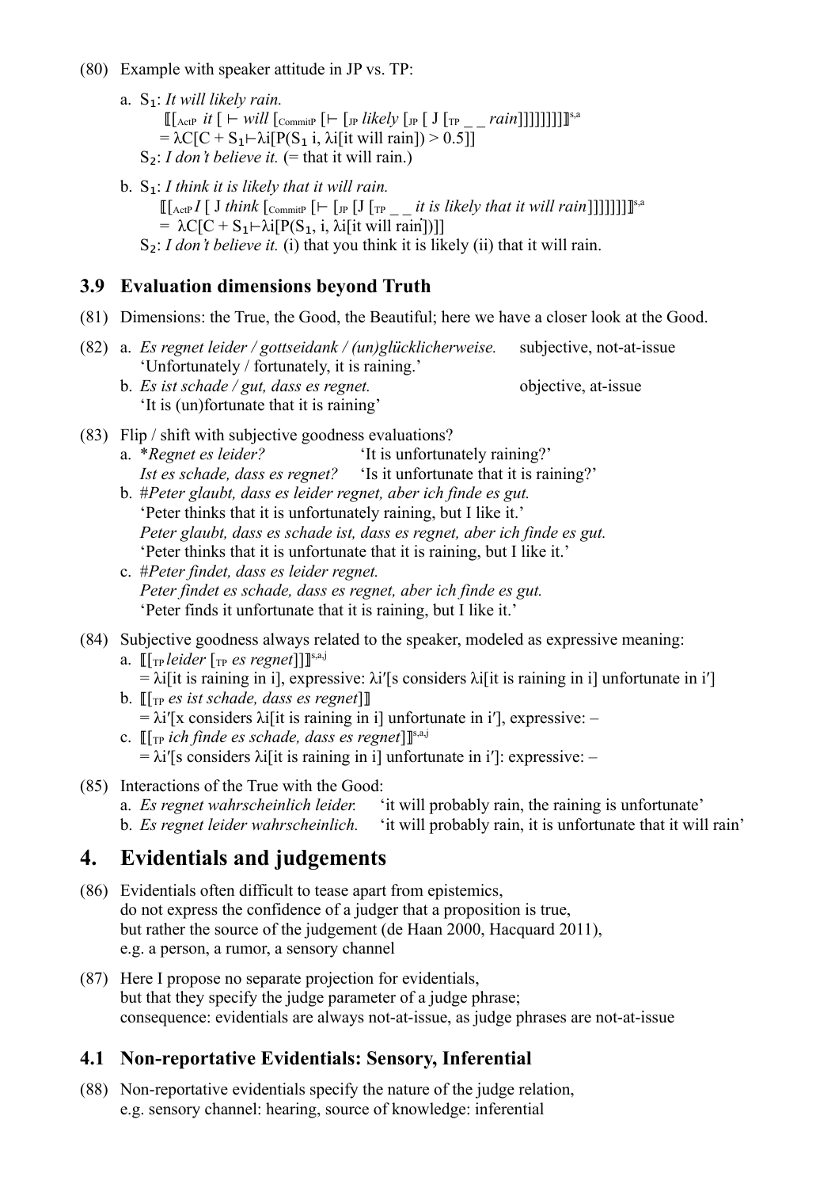(80) Example with speaker attitude in JP vs. TP:

a. $S_1$: *It will likely rain.*

⟦[$_{ActP}$ *it* [ ⊢ *will* [$_{CommitP}$ [⊢ [$_{JP}$ *likely* [$_{JP}$ [ J [$_{TP}$ _ _ *rain*]]]]]]]]⟧$^{s,a}$

= λC[C + $S_1$⊢λi[P($S_1$ i, λi[it will rain]) > 0.5]]

$S_2$: *I don't believe it.* (= that it will rain.)

b. $S_1$: *I think it is likely that it will rain.*

⟦[$_{ActP}$ *I* [ J *think* [$_{CommitP}$ [⊢ [$_{JP}$ [J [$_{TP}$ _ _ *it is likely that it will rain*]]]]]]]⟧$^{s,a}$

= λC[C + $S_1$⊢λi[P($S_1$, i, λi[it will rain])]]

$S_2$: *I don't believe it.* (i) that you think it is likely (ii) that it will rain.

### 3.9 Evaluation dimensions beyond Truth

(81) Dimensions: the True, the Good, the Beautiful; here we have a closer look at the Good.

(82) a. *Es regnet leider / gottseidank / (un)glücklicherweise.* — subjective, not-at-issue
'Unfortunately / fortunately, it is raining.'

b. *Es ist schade / gut, dass es regnet.* — objective, at-issue
'It is (un)fortunate that it is raining'

(83) Flip / shift with subjective goodness evaluations?

a. \**Regnet es leider?* — 'It is unfortunately raining?'
*Ist es schade, dass es regnet?* — 'Is it unfortunate that it is raining?'

b. #*Peter glaubt, dass es leider regnet, aber ich finde es gut.*
'Peter thinks that it is unfortunately raining, but I like it.'
*Peter glaubt, dass es schade ist, dass es regnet, aber ich finde es gut.*
'Peter thinks that it is unfortunate that it is raining, but I like it.'

c. #*Peter findet, dass es leider regnet.*
*Peter findet es schade, dass es regnet, aber ich finde es gut.*
'Peter finds it unfortunate that it is raining, but I like it.'

(84) Subjective goodness always related to the speaker, modeled as expressive meaning:

a. ⟦[$_{TP}$ *leider* [$_{TP}$ *es regnet*]]⟧$^{s,a,j}$
= λi[it is raining in i], expressive: λi′[s considers λi[it is raining in i] unfortunate in i′]

b. ⟦[$_{TP}$ *es ist schade, dass es regnet*]⟧
= λi′[x considers λi[it is raining in i] unfortunate in i′], expressive: –

c. ⟦[$_{TP}$ *ich finde es schade, dass es regnet*]⟧$^{s,a,j}$
= λi′[s considers λi[it is raining in i] unfortunate in i′]: expressive: –

(85) Interactions of the True with the Good:

a. *Es regnet wahrscheinlich leider.* — 'it will probably rain, the raining is unfortunate'

b. *Es regnet leider wahrscheinlich.* — 'it will probably rain, it is unfortunate that it will rain'

## 4. Evidentials and judgements

(86) Evidentials often difficult to tease apart from epistemics,
do not express the confidence of a judger that a proposition is true,
but rather the source of the judgement (de Haan 2000, Hacquard 2011),
e.g. a person, a rumor, a sensory channel

(87) Here I propose no separate projection for evidentials,
but that they specify the judge parameter of a judge phrase;
consequence: evidentials are always not-at-issue, as judge phrases are not-at-issue

### 4.1 Non-reportative Evidentials: Sensory, Inferential

(88) Non-reportative evidentials specify the nature of the judge relation,
e.g. sensory channel: hearing, source of knowledge: inferential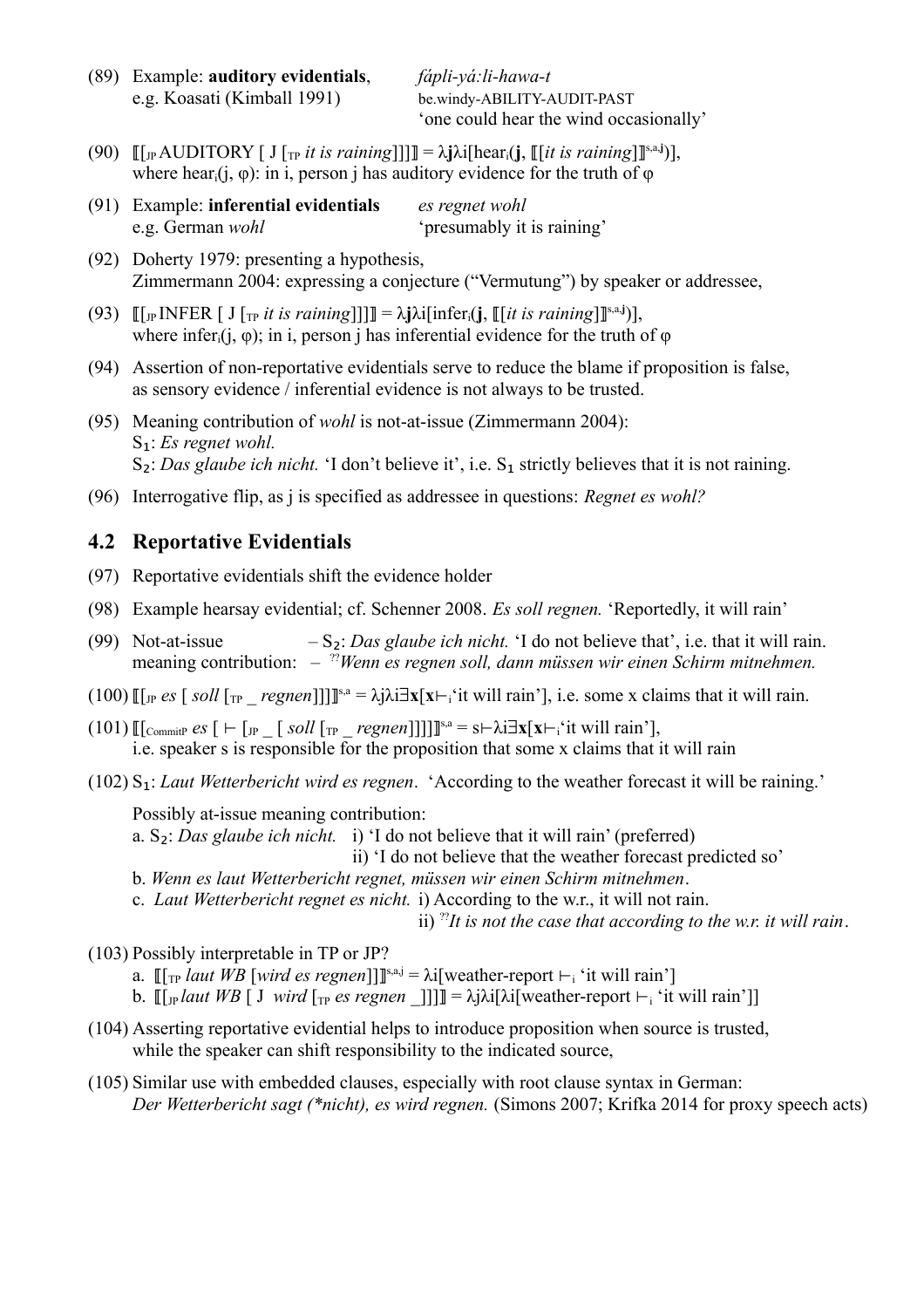(89) Example: **auditory evidentials**, e.g. Koasati (Kimball 1991)

*fápli-yá:li-hawa-t*
be.windy-ABILITY-AUDIT-PAST
'one could hear the wind occasionally'

(90) $[\![_{JP}$ AUDITORY [ J [$_{TP}$ *it is raining*]]]$]\!] = \lambda\mathbf{j}\lambda i[\text{hear}_i(\mathbf{j}, [\![[\textit{it is raining}]]\!]^{s,a,\mathbf{j}})]$,
where $\text{hear}_i(j, \varphi)$: in i, person j has auditory evidence for the truth of φ

(91) Example: **inferential evidentials** e.g. German *wohl*

*es regnet wohl*
'presumably it is raining'

(92) Doherty 1979: presenting a hypothesis,
Zimmermann 2004: expressing a conjecture ("Vermutung") by speaker or addressee,

(93) $[\![_{JP}$ INFER [ J [$_{TP}$ *it is raining*]]]$]\!] = \lambda\mathbf{j}\lambda i[\text{infer}_i(\mathbf{j}, [\![[\textit{it is raining}]]\!]^{s,a,\mathbf{j}})]$,
where $\text{infer}_i(j, \varphi)$; in i, person j has inferential evidence for the truth of φ

(94) Assertion of non-reportative evidentials serve to reduce the blame if proposition is false, as sensory evidence / inferential evidence is not always to be trusted.

(95) Meaning contribution of *wohl* is not-at-issue (Zimmermann 2004):
$S_1$: *Es regnet wohl.*
$S_2$: *Das glaube ich nicht.* 'I don't believe it', i.e. $S_1$ strictly believes that it is not raining.

(96) Interrogative flip, as j is specified as addressee in questions: *Regnet es wohl?*

## 4.2 Reportative Evidentials

(97) Reportative evidentials shift the evidence holder

(98) Example hearsay evidential; cf. Schenner 2008. *Es soll regnen.* 'Reportedly, it will rain'

(99) Not-at-issue meaning contribution:
– $S_2$: *Das glaube ich nicht.* 'I do not believe that', i.e. that it will rain.
– ??*Wenn es regnen soll, dann müssen wir einen Schirm mitnehmen.*

(100) $[\![[_{JP}$ *es* [ *soll* [$_{TP}$ _ *regnen*]]]$]\!]^{s,a} = \lambda j\lambda i\exists\mathbf{x}[\mathbf{x}\vdash_i$'it will rain'], i.e. some x claims that it will rain.

(101) $[\![[_{CommitP}$ *es* [ ⊢ [$_{JP}$ _ [ *soll* [$_{TP}$ _ *regnen*]]]]$]\!]^{s,a} = s\vdash\lambda i\exists\mathbf{x}[\mathbf{x}\vdash_i$'it will rain'],
i.e. speaker s is responsible for the proposition that some x claims that it will rain

(102) $S_1$: *Laut Wetterbericht wird es regnen*. 'According to the weather forecast it will be raining.'

Possibly at-issue meaning contribution:
a. $S_2$: *Das glaube ich nicht.* i) 'I do not believe that it will rain' (preferred)
ii) 'I do not believe that the weather forecast predicted so'
b. *Wenn es laut Wetterbericht regnet, müssen wir einen Schirm mitnehmen*.
c. *Laut Wetterbericht regnet es nicht.* i) According to the w.r., it will not rain.
ii) ??*It is not the case that according to the w.r. it will rain*.

(103) Possibly interpretable in TP or JP?
a. $[\![[_{TP}$ *laut WB* [*wird es regnen*]]$]\!]^{s,a,j} = \lambda i[\text{weather-report} \vdash_i$ 'it will rain']
b. $[\![[_{JP}$ *laut WB* [ J *wird* [$_{TP}$ *es regnen* _]]]$]\!] = \lambda j\lambda i[\lambda i[\text{weather-report} \vdash_i$ 'it will rain']]

(104) Asserting reportative evidential helps to introduce proposition when source is trusted, while the speaker can shift responsibility to the indicated source,

(105) Similar use with embedded clauses, especially with root clause syntax in German:
*Der Wetterbericht sagt (\*nicht), es wird regnen.* (Simons 2007; Krifka 2014 for proxy speech acts)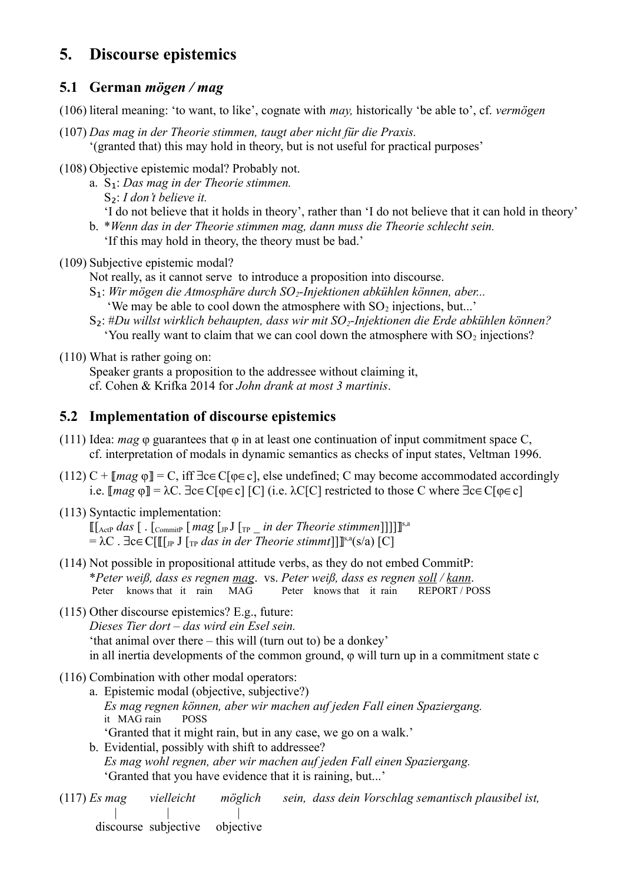## 5. Discourse epistemics

### 5.1 German *mögen / mag*

(106) literal meaning: 'to want, to like', cognate with *may,* historically 'be able to', cf. *vermögen*

(107) *Das mag in der Theorie stimmen, taugt aber nicht für die Praxis.*
'(granted that) this may hold in theory, but is not useful for practical purposes'

(108) Objective epistemic modal? Probably not.
a. $S_1$: *Das mag in der Theorie stimmen.*
$S_2$: *I don't believe it.*
'I do not believe that it holds in theory', rather than 'I do not believe that it can hold in theory'
b. \**Wenn das in der Theorie stimmen mag, dann muss die Theorie schlecht sein.*
'If this may hold in theory, the theory must be bad.'

(109) Subjective epistemic modal?
Not really, as it cannot serve to introduce a proposition into discourse.
$S_1$: *Wir mögen die Atmosphäre durch $SO_2$-Injektionen abkühlen können, aber...*
'We may be able to cool down the atmosphere with $SO_2$ injections, but...'
$S_2$: #*Du willst wirklich behaupten, dass wir mit $SO_2$-Injektionen die Erde abkühlen können?*
'You really want to claim that we can cool down the atmosphere with $SO_2$ injections?

(110) What is rather going on:
Speaker grants a proposition to the addressee without claiming it,
cf. Cohen & Krifka 2014 for *John drank at most 3 martinis*.

### 5.2 Implementation of discourse epistemics

(111) Idea: *mag* φ guarantees that φ in at least one continuation of input commitment space C,
cf. interpretation of modals in dynamic semantics as checks of input states, Veltman 1996.

(112) C + ⟦*mag* φ⟧ = C, iff $\exists c \in C[\varphi \in c]$, else undefined; C may become accommodated accordingly
i.e. ⟦*mag* φ⟧ = $\lambda C.\ \exists c \in C[\varphi \in c]\ [C]$ (i.e. λC[C] restricted to those C where $\exists c \in C[\varphi \in c]$)

(113) Syntactic implementation:
⟦[$_{\text{ActP}}$ *das* [ . [$_{\text{CommitP}}$ [ *mag* [$_{\text{JP}}$ J [$_{\text{TP}}$ _ *in der Theorie stimmen*]]]]]⟧$^{s,a}$
= λC . ∃c∈C[⟦[$_{\text{JP}}$ J [$_{\text{TP}}$ *das in der Theorie stimmt*]]⟧$^{s,a}$(s/a) [C]

(114) Not possible in propositional attitude verbs, as they do not embed CommitP:
\**Peter weiß, dass es regnen <u>mag</u>.* vs. *Peter weiß, dass es regnen <u>soll</u> / <u>kann</u>.*
Peter knows that it rain MAG Peter knows that it rain REPORT / POSS

(115) Other discourse epistemics? E.g., future:
*Dieses Tier dort – das wird ein Esel sein.*
'that animal over there – this will (turn out to) be a donkey'
in all inertia developments of the common ground, φ will turn up in a commitment state c

(116) Combination with other modal operators:
a. Epistemic modal (objective, subjective?)
*Es mag regnen können, aber wir machen auf jeden Fall einen Spaziergang.*
it MAG rain POSS
'Granted that it might rain, but in any case, we go on a walk.'
b. Evidential, possibly with shift to addressee?
*Es mag wohl regnen, aber wir machen auf jeden Fall einen Spaziergang.*
'Granted that you have evidence that it is raining, but...'

(117) *Es mag vielleicht möglich sein, dass dein Vorschlag semantisch plausibel ist,*
*mag*: discourse — *vielleicht*: subjective — *möglich*: objective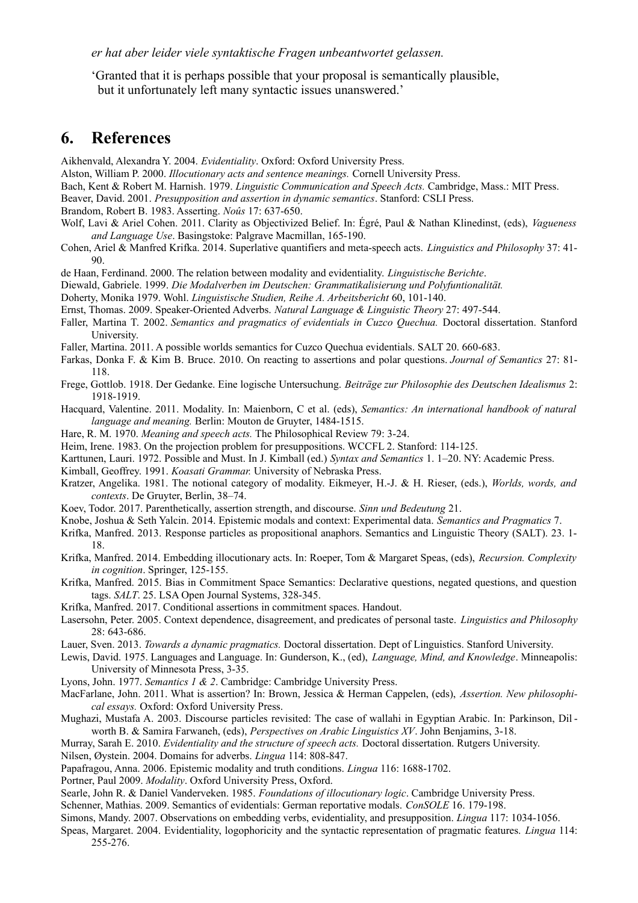*er hat aber leider viele syntaktische Fragen unbeantwortet gelassen.*

'Granted that it is perhaps possible that your proposal is semantically plausible, but it unfortunately left many syntactic issues unanswered.'

## 6. References

Aikhenvald, Alexandra Y. 2004. *Evidentiality*. Oxford: Oxford University Press.

Alston, William P. 2000. *Illocutionary acts and sentence meanings.* Cornell University Press.

Bach, Kent & Robert M. Harnish. 1979. *Linguistic Communication and Speech Acts.* Cambridge, Mass.: MIT Press.

Beaver, David. 2001. *Presupposition and assertion in dynamic semantics*. Stanford: CSLI Press.

Brandom, Robert B. 1983. Asserting. *Noûs* 17: 637-650.

Wolf, Lavi & Ariel Cohen. 2011. Clarity as Objectivized Belief. In: Égré, Paul & Nathan Klinedinst, (eds), *Vagueness and Language Use*. Basingstoke: Palgrave Macmillan, 165-190.

Cohen, Ariel & Manfred Krifka. 2014. Superlative quantifiers and meta-speech acts. *Linguistics and Philosophy* 37: 41-90.

de Haan, Ferdinand. 2000. The relation between modality and evidentiality. *Linguistische Berichte*.

Diewald, Gabriele. 1999. *Die Modalverben im Deutschen: Grammatikalisierung und Polyfuntionalität.*

Doherty, Monika 1979. Wohl. *Linguistische Studien, Reihe A. Arbeitsbericht* 60, 101-140.

Ernst, Thomas. 2009. Speaker-Oriented Adverbs. *Natural Language & Linguistic Theory* 27: 497-544.

Faller, Martina T. 2002. *Semantics and pragmatics of evidentials in Cuzco Quechua.* Doctoral dissertation. Stanford University.

Faller, Martina. 2011. A possible worlds semantics for Cuzco Quechua evidentials. SALT 20. 660-683.

Farkas, Donka F. & Kim B. Bruce. 2010. On reacting to assertions and polar questions. *Journal of Semantics* 27: 81-118.

Frege, Gottlob. 1918. Der Gedanke. Eine logische Untersuchung. *Beiträge zur Philosophie des Deutschen Idealismus* 2: 1918-1919.

Hacquard, Valentine. 2011. Modality. In: Maienborn, C et al. (eds), *Semantics: An international handbook of natural language and meaning.* Berlin: Mouton de Gruyter, 1484-1515.

Hare, R. M. 1970. *Meaning and speech acts.* The Philosophical Review 79: 3-24.

Heim, Irene. 1983. On the projection problem for presuppositions. WCCFL 2. Stanford: 114-125.

Karttunen, Lauri. 1972. Possible and Must. In J. Kimball (ed.) *Syntax and Semantics* 1. 1–20. NY: Academic Press.

Kimball, Geoffrey. 1991. *Koasati Grammar.* University of Nebraska Press.

Kratzer, Angelika. 1981. The notional category of modality. Eikmeyer, H.-J. & H. Rieser, (eds.), *Worlds, words, and contexts*. De Gruyter, Berlin, 38–74.

Koev, Todor. 2017. Parenthetically, assertion strength, and discourse. *Sinn und Bedeutung* 21.

Knobe, Joshua & Seth Yalcin. 2014. Epistemic modals and context: Experimental data. *Semantics and Pragmatics* 7.

Krifka, Manfred. 2013. Response particles as propositional anaphors. Semantics and Linguistic Theory (SALT). 23. 1-18.

Krifka, Manfred. 2014. Embedding illocutionary acts. In: Roeper, Tom & Margaret Speas, (eds), *Recursion. Complexity in cognition*. Springer, 125-155.

Krifka, Manfred. 2015. Bias in Commitment Space Semantics: Declarative questions, negated questions, and question tags. *SALT*. 25. LSA Open Journal Systems, 328-345.

Krifka, Manfred. 2017. Conditional assertions in commitment spaces. Handout.

Lasersohn, Peter. 2005. Context dependence, disagreement, and predicates of personal taste. *Linguistics and Philosophy* 28: 643-686.

Lauer, Sven. 2013. *Towards a dynamic pragmatics.* Doctoral dissertation. Dept of Linguistics. Stanford University.

Lewis, David. 1975. Languages and Language. In: Gunderson, K., (ed), *Language, Mind, and Knowledge*. Minneapolis: University of Minnesota Press, 3-35.

Lyons, John. 1977. *Semantics 1 & 2*. Cambridge: Cambridge University Press.

MacFarlane, John. 2011. What is assertion? In: Brown, Jessica & Herman Cappelen, (eds), *Assertion. New philosophical essays.* Oxford: Oxford University Press.

Mughazi, Mustafa A. 2003. Discourse particles revisited: The case of wallahi in Egyptian Arabic. In: Parkinson, Dilworth B. & Samira Farwaneh, (eds), *Perspectives on Arabic Linguistics XV*. John Benjamins, 3-18.

Murray, Sarah E. 2010. *Evidentiality and the structure of speech acts.* Doctoral dissertation. Rutgers University.

Nilsen, Øystein. 2004. Domains for adverbs. *Lingua* 114: 808-847.

Papafragou, Anna. 2006. Epistemic modality and truth conditions. *Lingua* 116: 1688-1702.

Portner, Paul 2009. *Modality*. Oxford University Press, Oxford.

Searle, John R. & Daniel Vanderveken. 1985. *Foundations of illocutionary logic*. Cambridge University Press.

Schenner, Mathias. 2009. Semantics of evidentials: German reportative modals. *ConSOLE* 16. 179-198.

Simons, Mandy. 2007. Observations on embedding verbs, evidentiality, and presupposition. *Lingua* 117: 1034-1056.

Speas, Margaret. 2004. Evidentiality, logophoricity and the syntactic representation of pragmatic features. *Lingua* 114: 255-276.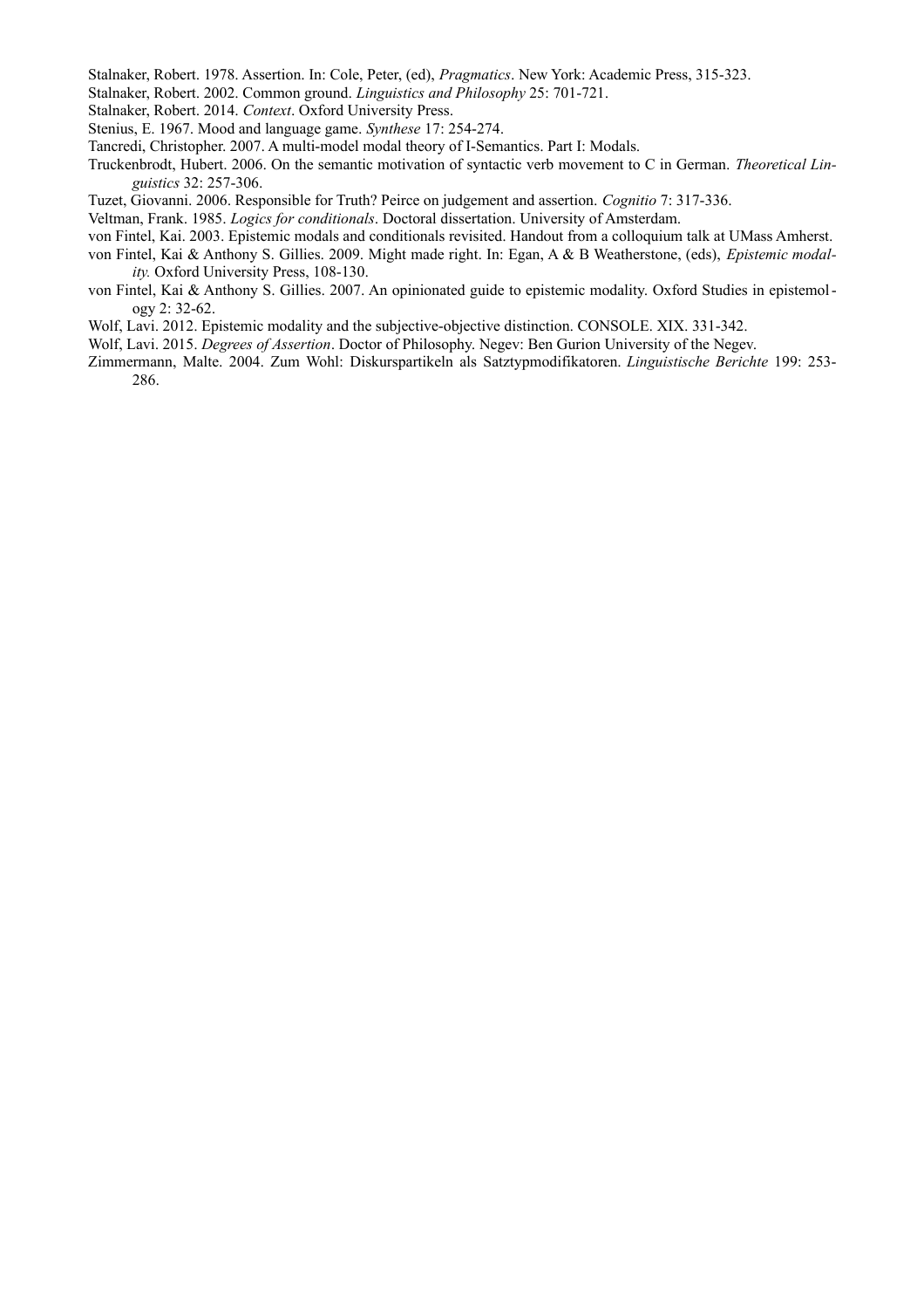Stalnaker, Robert. 1978. Assertion. In: Cole, Peter, (ed), *Pragmatics*. New York: Academic Press, 315-323.

Stalnaker, Robert. 2002. Common ground. *Linguistics and Philosophy* 25: 701-721.

Stalnaker, Robert. 2014. *Context*. Oxford University Press.

Stenius, E. 1967. Mood and language game. *Synthese* 17: 254-274.

Tancredi, Christopher. 2007. A multi-model modal theory of I-Semantics. Part I: Modals.

Truckenbrodt, Hubert. 2006. On the semantic motivation of syntactic verb movement to C in German. *Theoretical Linguistics* 32: 257-306.

Tuzet, Giovanni. 2006. Responsible for Truth? Peirce on judgement and assertion. *Cognitio* 7: 317-336.

Veltman, Frank. 1985. *Logics for conditionals*. Doctoral dissertation. University of Amsterdam.

von Fintel, Kai. 2003. Epistemic modals and conditionals revisited. Handout from a colloquium talk at UMass Amherst.

von Fintel, Kai & Anthony S. Gillies. 2009. Might made right. In: Egan, A & B Weatherstone, (eds), *Epistemic modality.* Oxford University Press, 108-130.

von Fintel, Kai & Anthony S. Gillies. 2007. An opinionated guide to epistemic modality. Oxford Studies in epistemology 2: 32-62.

Wolf, Lavi. 2012. Epistemic modality and the subjective-objective distinction. CONSOLE. XIX. 331-342.

Wolf, Lavi. 2015. *Degrees of Assertion*. Doctor of Philosophy. Negev: Ben Gurion University of the Negev.

Zimmermann, Malte. 2004. Zum Wohl: Diskurspartikeln als Satztypmodifikatoren. *Linguistische Berichte* 199: 253-286.